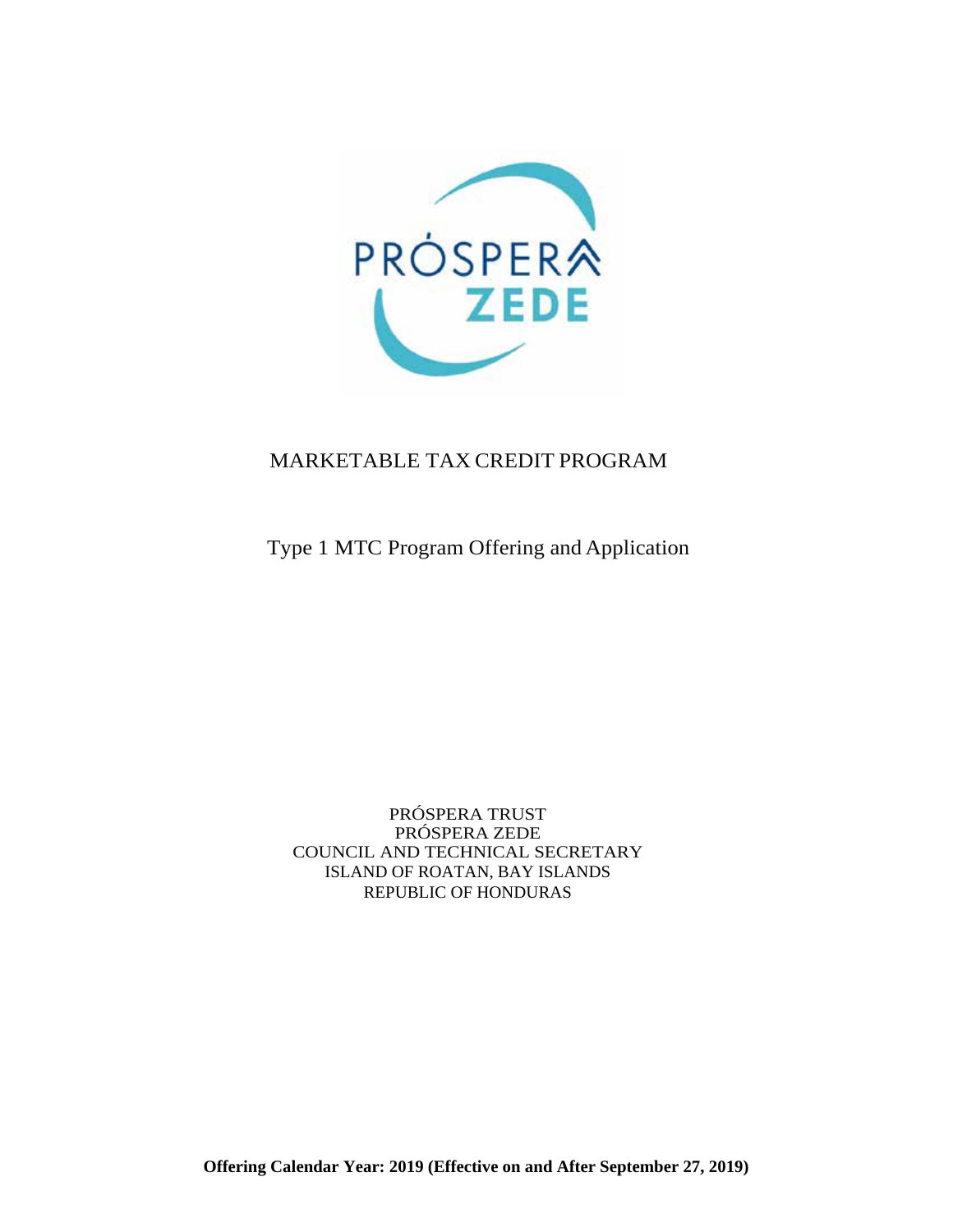PRÓSPERA ZEDE

# MARKETABLE TAX CREDIT PROGRAM

## Type 1 MTC Program Offering and Application

PRÓSPERA TRUST
PRÓSPERA ZEDE
COUNCIL AND TECHNICAL SECRETARY
ISLAND OF ROATAN, BAY ISLANDS
REPUBLIC OF HONDURAS

**Offering Calendar Year: 2019 (Effective on and After September 27, 2019)**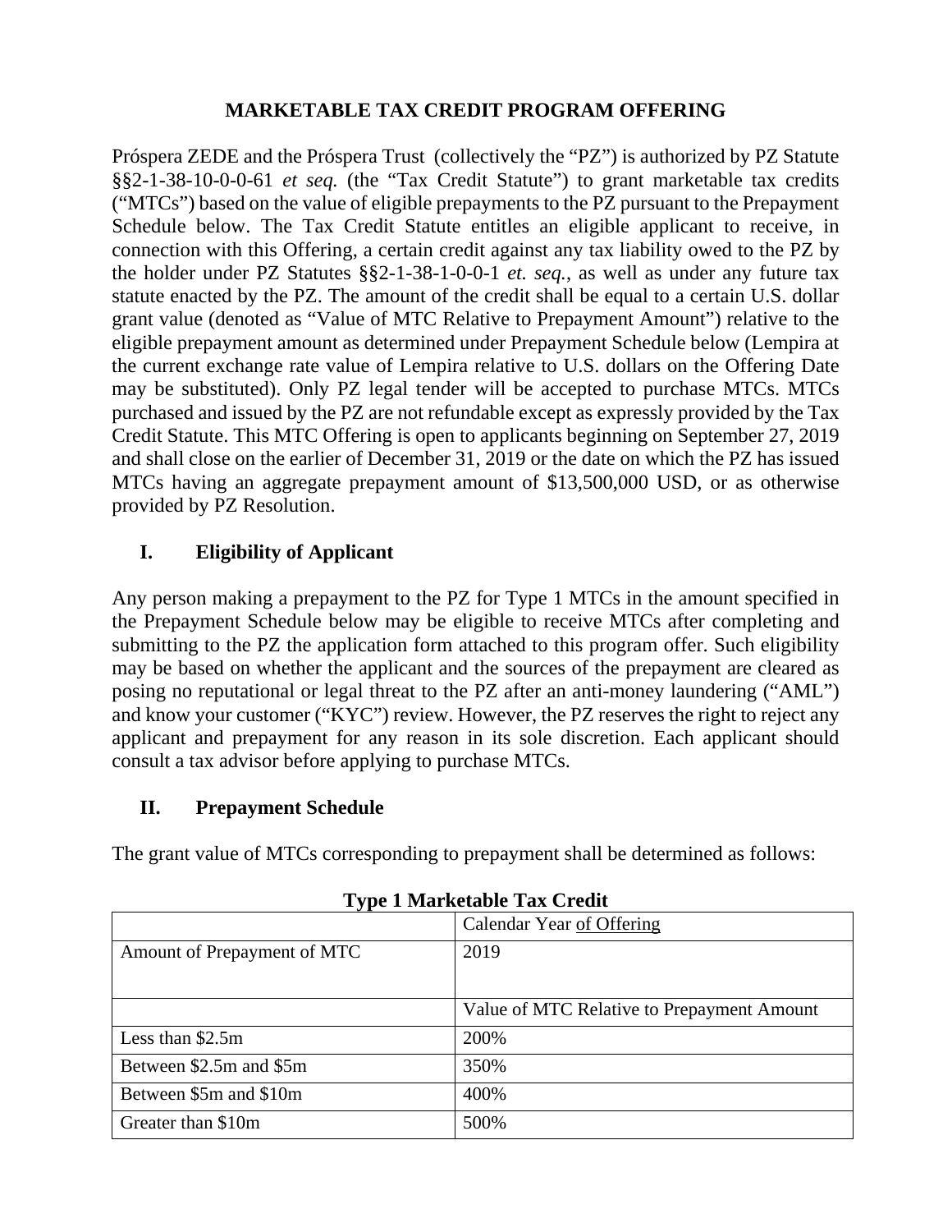# MARKETABLE TAX CREDIT PROGRAM OFFERING

Próspera ZEDE and the Próspera Trust (collectively the "PZ") is authorized by PZ Statute §§2-1-38-10-0-0-61 *et seq.* (the "Tax Credit Statute") to grant marketable tax credits ("MTCs") based on the value of eligible prepayments to the PZ pursuant to the Prepayment Schedule below. The Tax Credit Statute entitles an eligible applicant to receive, in connection with this Offering, a certain credit against any tax liability owed to the PZ by the holder under PZ Statutes §§2-1-38-1-0-0-1 *et. seq.*, as well as under any future tax statute enacted by the PZ. The amount of the credit shall be equal to a certain U.S. dollar grant value (denoted as "Value of MTC Relative to Prepayment Amount") relative to the eligible prepayment amount as determined under Prepayment Schedule below (Lempira at the current exchange rate value of Lempira relative to U.S. dollars on the Offering Date may be substituted). Only PZ legal tender will be accepted to purchase MTCs. MTCs purchased and issued by the PZ are not refundable except as expressly provided by the Tax Credit Statute. This MTC Offering is open to applicants beginning on September 27, 2019 and shall close on the earlier of December 31, 2019 or the date on which the PZ has issued MTCs having an aggregate prepayment amount of $13,500,000 USD, or as otherwise provided by PZ Resolution.

## I. Eligibility of Applicant

Any person making a prepayment to the PZ for Type 1 MTCs in the amount specified in the Prepayment Schedule below may be eligible to receive MTCs after completing and submitting to the PZ the application form attached to this program offer. Such eligibility may be based on whether the applicant and the sources of the prepayment are cleared as posing no reputational or legal threat to the PZ after an anti-money laundering ("AML") and know your customer ("KYC") review. However, the PZ reserves the right to reject any applicant and prepayment for any reason in its sole discretion. Each applicant should consult a tax advisor before applying to purchase MTCs.

## II. Prepayment Schedule

The grant value of MTCs corresponding to prepayment shall be determined as follows:

**Type 1 Marketable Tax Credit**

| | Calendar Year of Offering |
|---|---|
| Amount of Prepayment of MTC | 2019 |
| | Value of MTC Relative to Prepayment Amount |
| Less than $2.5m | 200% |
| Between $2.5m and $5m | 350% |
| Between $5m and $10m | 400% |
| Greater than $10m | 500% |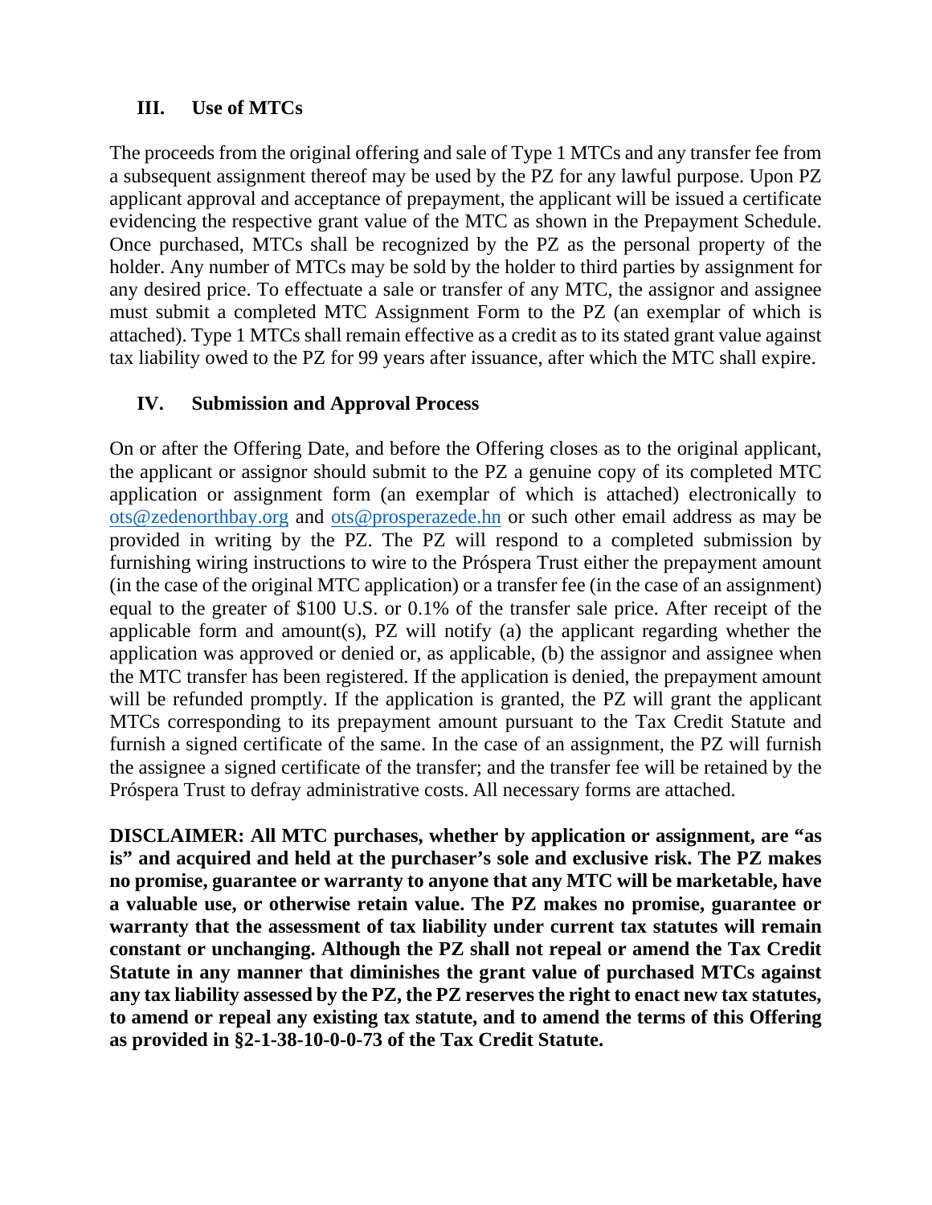## III. Use of MTCs

The proceeds from the original offering and sale of Type 1 MTCs and any transfer fee from a subsequent assignment thereof may be used by the PZ for any lawful purpose. Upon PZ applicant approval and acceptance of prepayment, the applicant will be issued a certificate evidencing the respective grant value of the MTC as shown in the Prepayment Schedule. Once purchased, MTCs shall be recognized by the PZ as the personal property of the holder. Any number of MTCs may be sold by the holder to third parties by assignment for any desired price. To effectuate a sale or transfer of any MTC, the assignor and assignee must submit a completed MTC Assignment Form to the PZ (an exemplar of which is attached). Type 1 MTCs shall remain effective as a credit as to its stated grant value against tax liability owed to the PZ for 99 years after issuance, after which the MTC shall expire.

## IV. Submission and Approval Process

On or after the Offering Date, and before the Offering closes as to the original applicant, the applicant or assignor should submit to the PZ a genuine copy of its completed MTC application or assignment form (an exemplar of which is attached) electronically to ots@zedenorthbay.org and ots@prosperazede.hn or such other email address as may be provided in writing by the PZ. The PZ will respond to a completed submission by furnishing wiring instructions to wire to the Próspera Trust either the prepayment amount (in the case of the original MTC application) or a transfer fee (in the case of an assignment) equal to the greater of $100 U.S. or 0.1% of the transfer sale price. After receipt of the applicable form and amount(s), PZ will notify (a) the applicant regarding whether the application was approved or denied or, as applicable, (b) the assignor and assignee when the MTC transfer has been registered. If the application is denied, the prepayment amount will be refunded promptly. If the application is granted, the PZ will grant the applicant MTCs corresponding to its prepayment amount pursuant to the Tax Credit Statute and furnish a signed certificate of the same. In the case of an assignment, the PZ will furnish the assignee a signed certificate of the transfer; and the transfer fee will be retained by the Próspera Trust to defray administrative costs. All necessary forms are attached.

**DISCLAIMER: All MTC purchases, whether by application or assignment, are "as is" and acquired and held at the purchaser's sole and exclusive risk. The PZ makes no promise, guarantee or warranty to anyone that any MTC will be marketable, have a valuable use, or otherwise retain value. The PZ makes no promise, guarantee or warranty that the assessment of tax liability under current tax statutes will remain constant or unchanging. Although the PZ shall not repeal or amend the Tax Credit Statute in any manner that diminishes the grant value of purchased MTCs against any tax liability assessed by the PZ, the PZ reserves the right to enact new tax statutes, to amend or repeal any existing tax statute, and to amend the terms of this Offering as provided in §2-1-38-10-0-0-73 of the Tax Credit Statute.**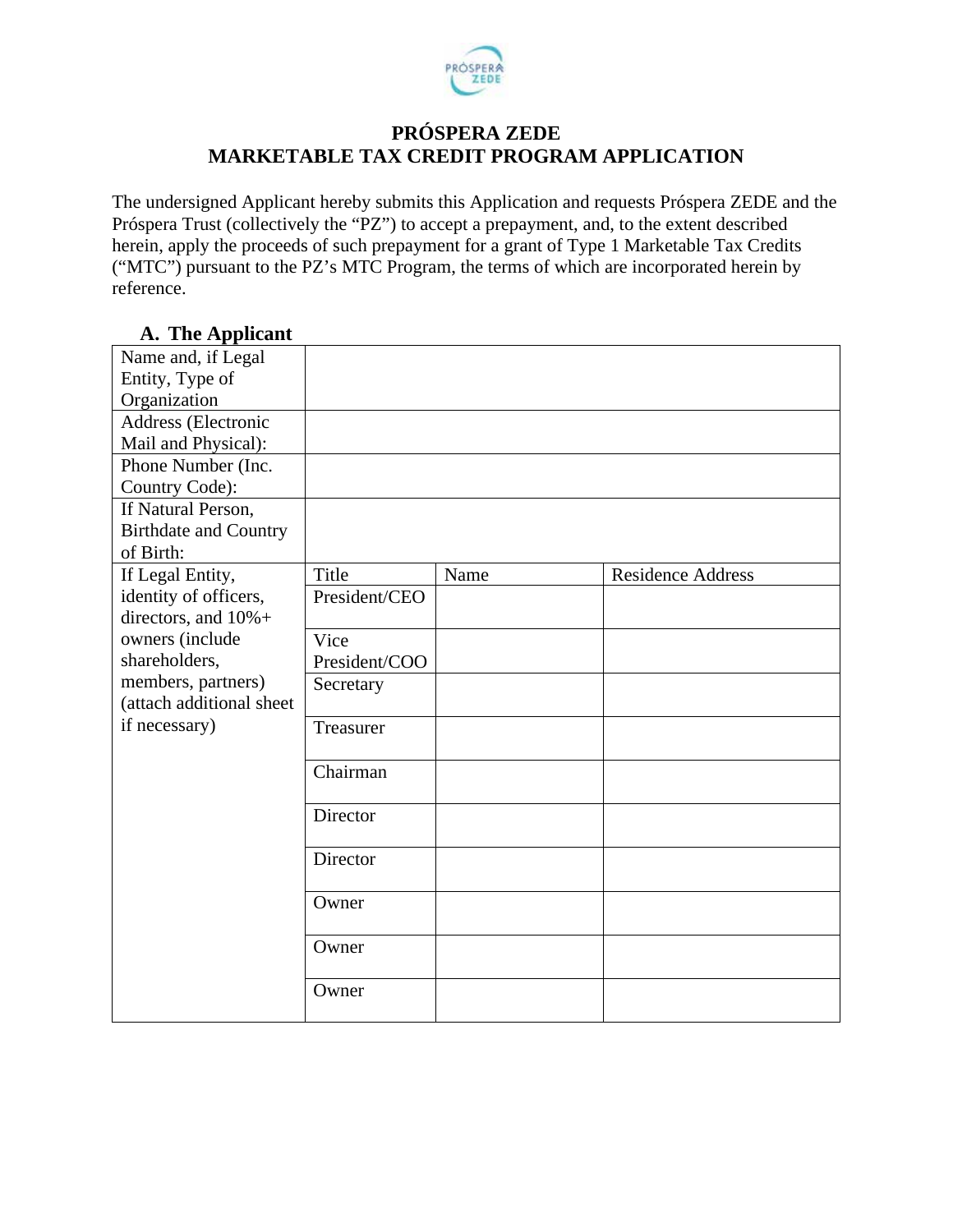# PRÓSPERA ZEDE
# MARKETABLE TAX CREDIT PROGRAM APPLICATION

The undersigned Applicant hereby submits this Application and requests Próspera ZEDE and the Próspera Trust (collectively the "PZ") to accept a prepayment, and, to the extent described herein, apply the proceeds of such prepayment for a grant of Type 1 Marketable Tax Credits ("MTC") pursuant to the PZ's MTC Program, the terms of which are incorporated herein by reference.

## A. The Applicant

| Name and, if Legal Entity, Type of Organization | | | |
|---|---|---|---|
| Address (Electronic Mail and Physical): | | | |
| Phone Number (Inc. Country Code): | | | |
| If Natural Person, Birthdate and Country of Birth: | | | |
| If Legal Entity, identity of officers, directors, and 10%+ owners (include shareholders, members, partners) (attach additional sheet if necessary) | Title | Name | Residence Address |
| | President/CEO | | |
| | Vice President/COO | | |
| | Secretary | | |
| | Treasurer | | |
| | Chairman | | |
| | Director | | |
| | Director | | |
| | Owner | | |
| | Owner | | |
| | Owner | | |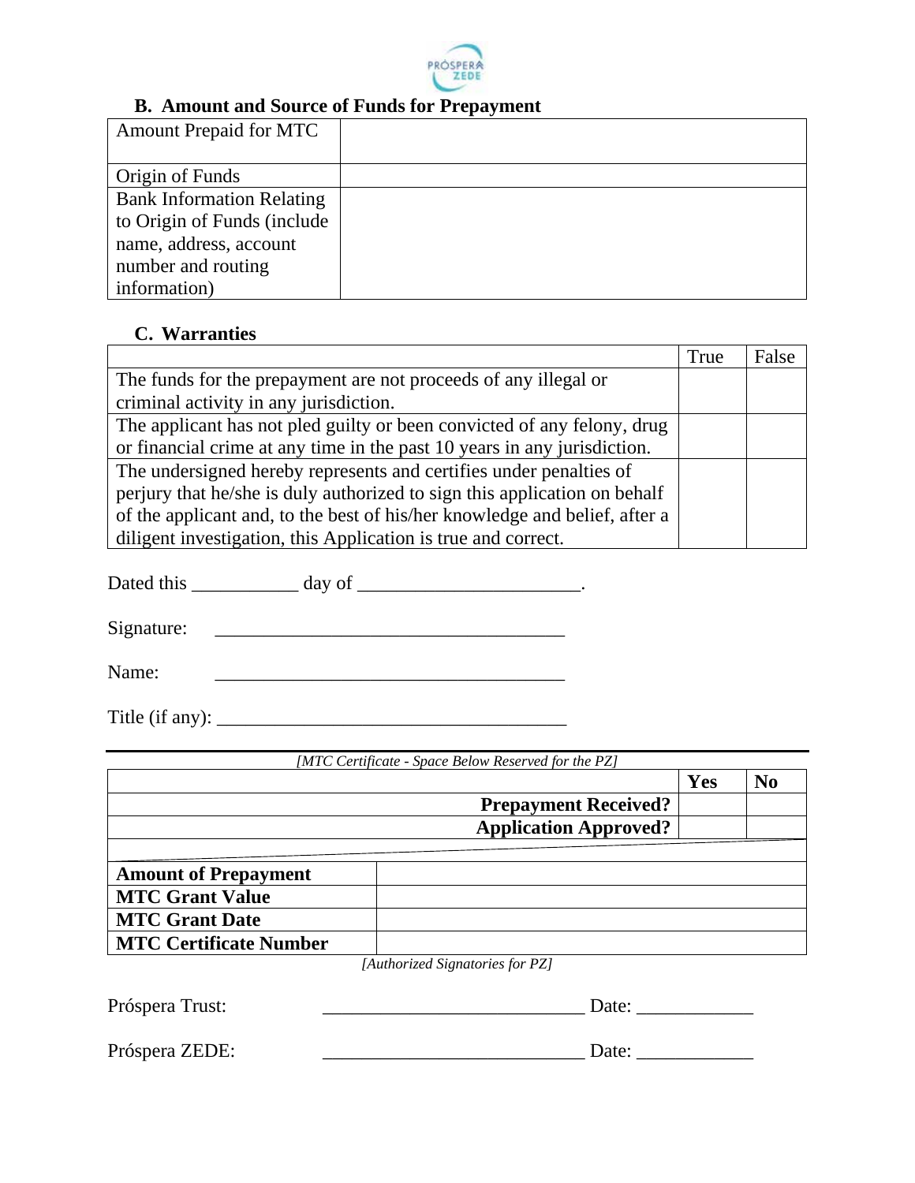## B. Amount and Source of Funds for Prepayment

| | |
|---|---|
| Amount Prepaid for MTC | |
| Origin of Funds | |
| Bank Information Relating to Origin of Funds (include name, address, account number and routing information) | |

## C. Warranties

| | True | False |
|---|---|---|
| The funds for the prepayment are not proceeds of any illegal or criminal activity in any jurisdiction. | | |
| The applicant has not pled guilty or been convicted of any felony, drug or financial crime at any time in the past 10 years in any jurisdiction. | | |
| The undersigned hereby represents and certifies under penalties of perjury that he/she is duly authorized to sign this application on behalf of the applicant and, to the best of his/her knowledge and belief, after a diligent investigation, this Application is true and correct. | | |

Dated this ___________ day of _______________________.

Signature: ____________________________________

Name: ____________________________________

Title (if any): ____________________________________

*[MTC Certificate - Space Below Reserved for the PZ]*

| | **Yes** | **No** |
|---|---|---|
| **Prepayment Received?** | | |
| **Application Approved?** | | |

| | |
|---|---|
| **Amount of Prepayment** | |
| **MTC Grant Value** | |
| **MTC Grant Date** | |
| **MTC Certificate Number** | |

*[Authorized Signatories for PZ]*

Próspera Trust: ___________________________ Date: ____________

Próspera ZEDE: ___________________________ Date: ____________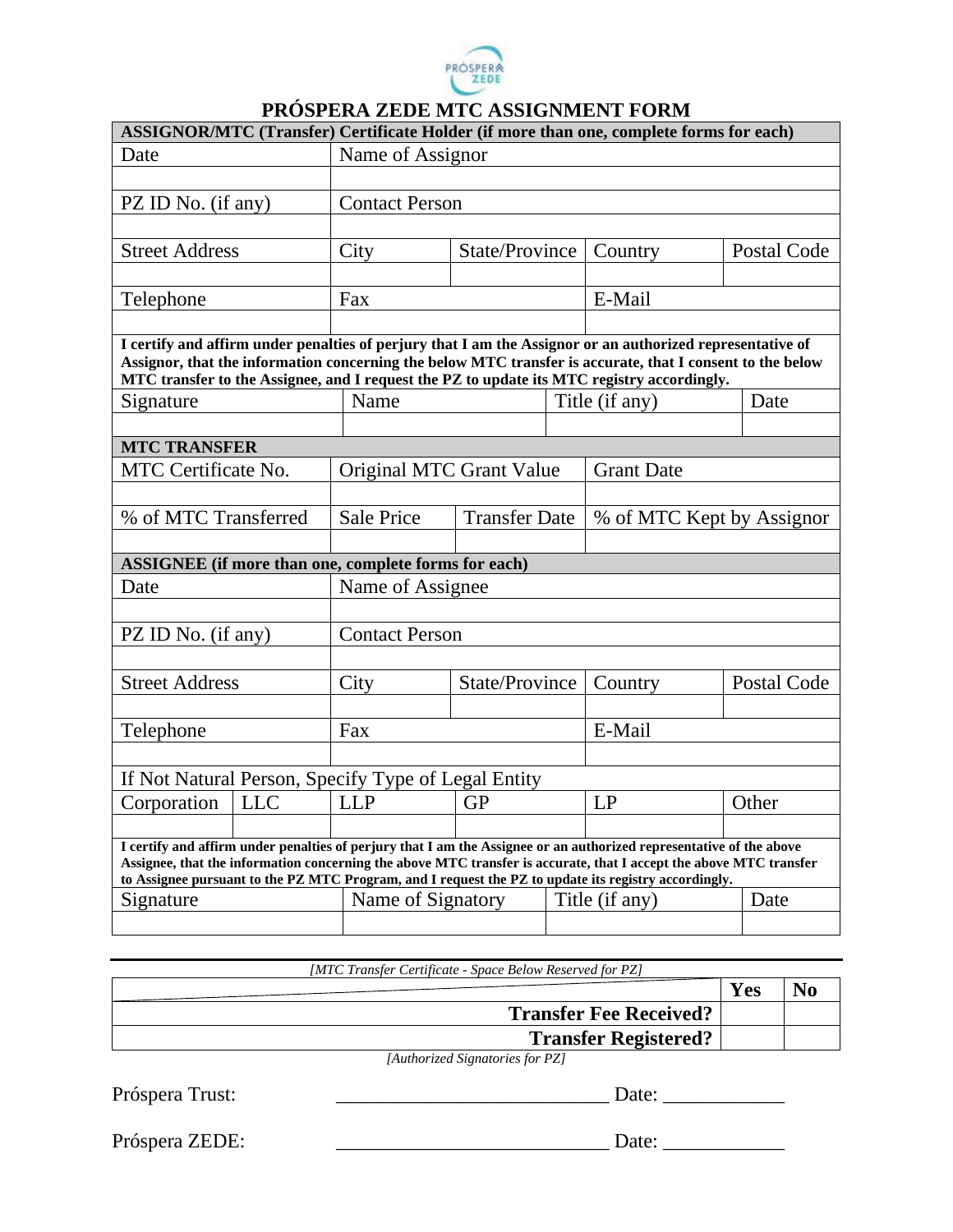# PRÓSPERA ZEDE MTC ASSIGNMENT FORM

| ASSIGNOR/MTC (Transfer) Certificate Holder (if more than one, complete forms for each) | | | | |
|---|---|---|---|---|
| Date | Name of Assignor | | | |
| | | | | |
| PZ ID No. (if any) | Contact Person | | | |
| | | | | |
| Street Address | City | State/Province | Country | Postal Code |
| | | | | |
| Telephone | Fax | | E-Mail | |
| | | | | |

**I certify and affirm under penalties of perjury that I am the Assignor or an authorized representative of Assignor, that the information concerning the below MTC transfer is accurate, that I consent to the below MTC transfer to the Assignee, and I request the PZ to update its MTC registry accordingly.**

| Signature | Name | Title (if any) | Date |
|---|---|---|---|
| | | | |

| MTC TRANSFER | | | |
|---|---|---|---|
| MTC Certificate No. | Original MTC Grant Value | | Grant Date |
| | | | |
| % of MTC Transferred | Sale Price | Transfer Date | % of MTC Kept by Assignor |
| | | | |

| ASSIGNEE (if more than one, complete forms for each) | | | | | |
|---|---|---|---|---|---|
| Date | | Name of Assignee | | | |
| | | | | | |
| PZ ID No. (if any) | | Contact Person | | | |
| | | | | | |
| Street Address | | City | State/Province | Country | Postal Code |
| | | | | | |
| Telephone | | Fax | | E-Mail | |
| | | | | | |
| If Not Natural Person, Specify Type of Legal Entity | | | | | |
| Corporation | LLC | LLP | GP | LP | Other |
| | | | | | |

**I certify and affirm under penalties of perjury that I am the Assignee or an authorized representative of the above Assignee, that the information concerning the above MTC transfer is accurate, that I accept the above MTC transfer to Assignee pursuant to the PZ MTC Program, and I request the PZ to update its registry accordingly.**

| Signature | Name of Signatory | Title (if any) | Date |
|---|---|---|---|
| | | | |

*[MTC Transfer Certificate - Space Below Reserved for PZ]*

| | Yes | No |
|---|---|---|
| **Transfer Fee Received?** | | |
| **Transfer Registered?** | | |

*[Authorized Signatories for PZ]*

Próspera Trust: ___________________________ Date: ____________

Próspera ZEDE: ___________________________ Date: ____________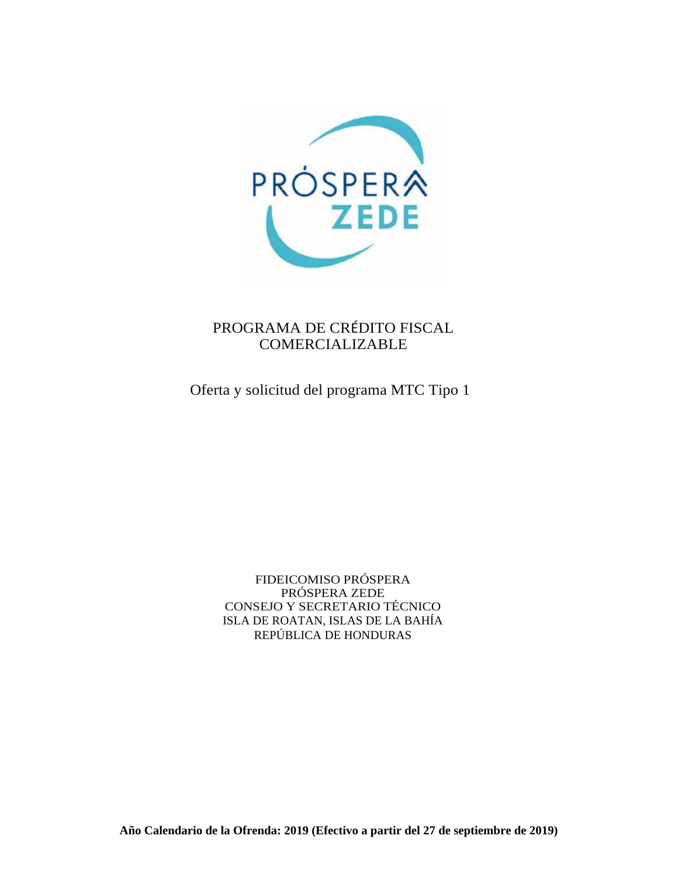PROGRAMA DE CRÉDITO FISCAL COMERCIALIZABLE

Oferta y solicitud del programa MTC Tipo 1

FIDEICOMISO PRÓSPERA
PRÓSPERA ZEDE
CONSEJO Y SECRETARIO TÉCNICO
ISLA DE ROATAN, ISLAS DE LA BAHÍA
REPÚBLICA DE HONDURAS

**Año Calendario de la Ofrenda: 2019 (Efectivo a partir del 27 de septiembre de 2019)**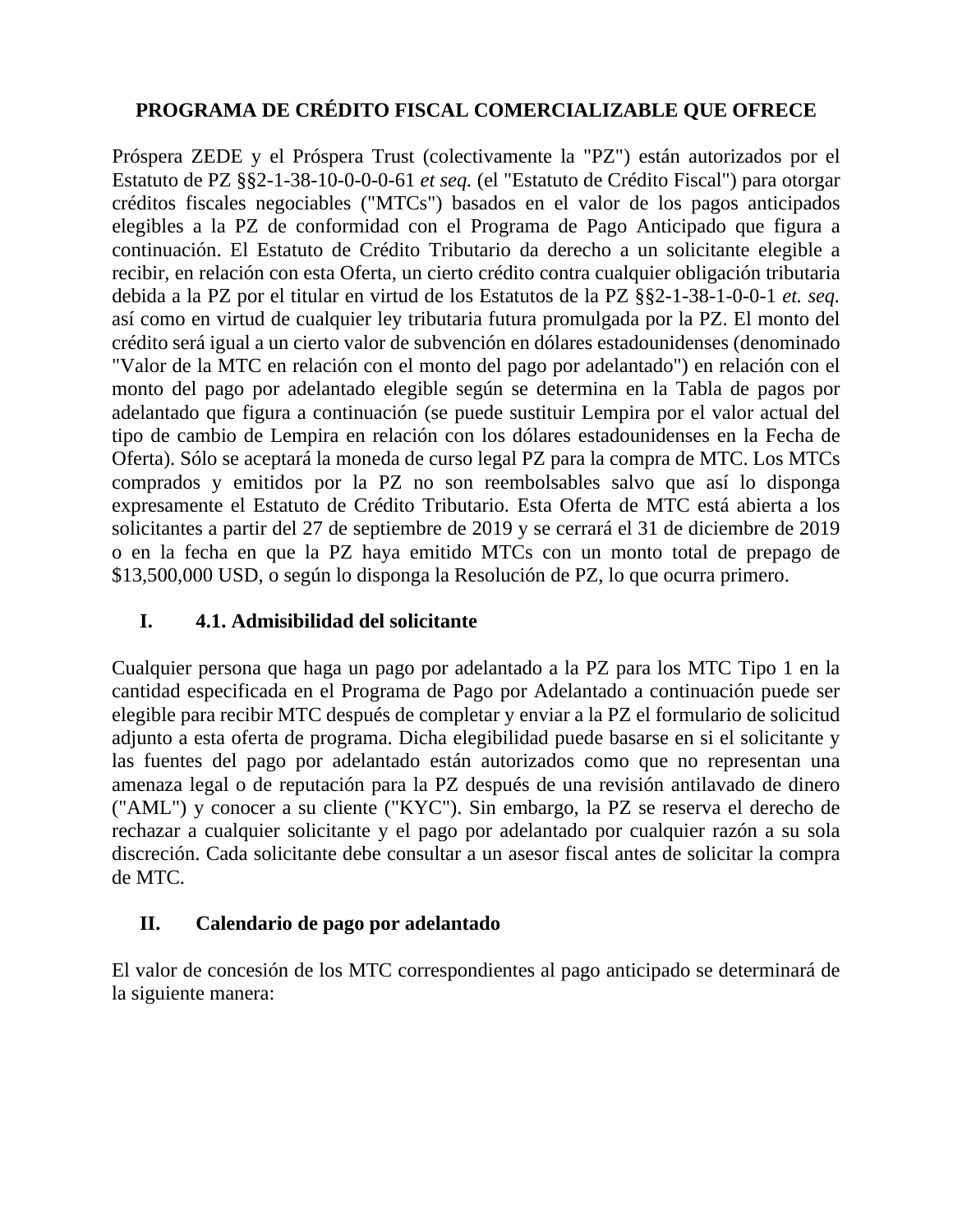**PROGRAMA DE CRÉDITO FISCAL COMERCIALIZABLE QUE OFRECE**

Próspera ZEDE y el Próspera Trust (colectivamente la "PZ") están autorizados por el Estatuto de PZ §§2-1-38-10-0-0-0-61 *et seq.* (el "Estatuto de Crédito Fiscal") para otorgar créditos fiscales negociables ("MTCs") basados en el valor de los pagos anticipados elegibles a la PZ de conformidad con el Programa de Pago Anticipado que figura a continuación. El Estatuto de Crédito Tributario da derecho a un solicitante elegible a recibir, en relación con esta Oferta, un cierto crédito contra cualquier obligación tributaria debida a la PZ por el titular en virtud de los Estatutos de la PZ §§2-1-38-1-0-0-1 *et. seq.* así como en virtud de cualquier ley tributaria futura promulgada por la PZ. El monto del crédito será igual a un cierto valor de subvención en dólares estadounidenses (denominado "Valor de la MTC en relación con el monto del pago por adelantado") en relación con el monto del pago por adelantado elegible según se determina en la Tabla de pagos por adelantado que figura a continuación (se puede sustituir Lempira por el valor actual del tipo de cambio de Lempira en relación con los dólares estadounidenses en la Fecha de Oferta). Sólo se aceptará la moneda de curso legal PZ para la compra de MTC. Los MTCs comprados y emitidos por la PZ no son reembolsables salvo que así lo disponga expresamente el Estatuto de Crédito Tributario. Esta Oferta de MTC está abierta a los solicitantes a partir del 27 de septiembre de 2019 y se cerrará el 31 de diciembre de 2019 o en la fecha en que la PZ haya emitido MTCs con un monto total de prepago de $13,500,000 USD, o según lo disponga la Resolución de PZ, lo que ocurra primero.

## I. 4.1. Admisibilidad del solicitante

Cualquier persona que haga un pago por adelantado a la PZ para los MTC Tipo 1 en la cantidad especificada en el Programa de Pago por Adelantado a continuación puede ser elegible para recibir MTC después de completar y enviar a la PZ el formulario de solicitud adjunto a esta oferta de programa. Dicha elegibilidad puede basarse en si el solicitante y las fuentes del pago por adelantado están autorizados como que no representan una amenaza legal o de reputación para la PZ después de una revisión antilavado de dinero ("AML") y conocer a su cliente ("KYC"). Sin embargo, la PZ se reserva el derecho de rechazar a cualquier solicitante y el pago por adelantado por cualquier razón a su sola discreción. Cada solicitante debe consultar a un asesor fiscal antes de solicitar la compra de MTC.

## II. Calendario de pago por adelantado

El valor de concesión de los MTC correspondientes al pago anticipado se determinará de la siguiente manera: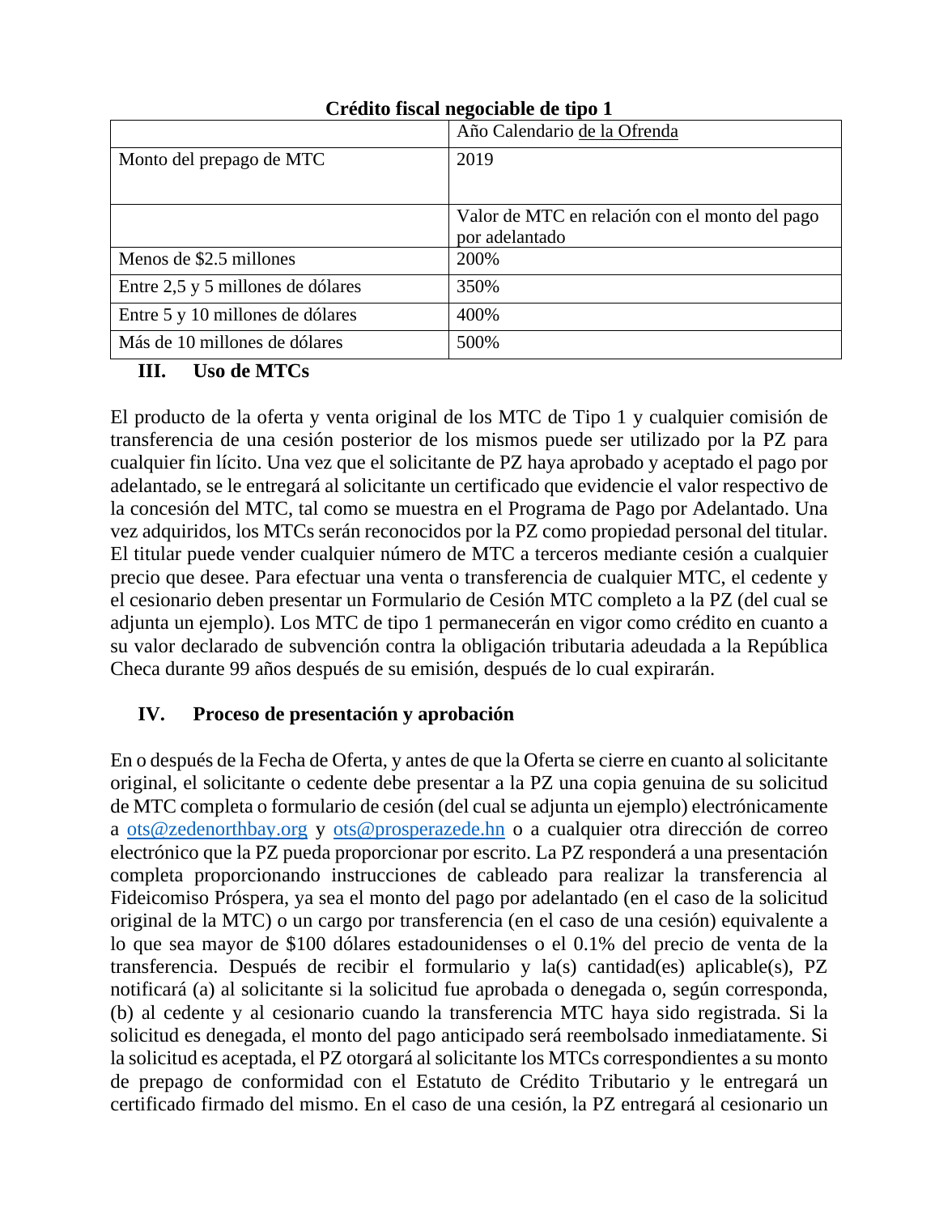**Crédito fiscal negociable de tipo 1**

| | Año Calendario de la Ofrenda |
|---|---|
| Monto del prepago de MTC | 2019 |
| | Valor de MTC en relación con el monto del pago por adelantado |
| Menos de $2.5 millones | 200% |
| Entre 2,5 y 5 millones de dólares | 350% |
| Entre 5 y 10 millones de dólares | 400% |
| Más de 10 millones de dólares | 500% |

## III. Uso de MTCs

El producto de la oferta y venta original de los MTC de Tipo 1 y cualquier comisión de transferencia de una cesión posterior de los mismos puede ser utilizado por la PZ para cualquier fin lícito. Una vez que el solicitante de PZ haya aprobado y aceptado el pago por adelantado, se le entregará al solicitante un certificado que evidencie el valor respectivo de la concesión del MTC, tal como se muestra en el Programa de Pago por Adelantado. Una vez adquiridos, los MTCs serán reconocidos por la PZ como propiedad personal del titular. El titular puede vender cualquier número de MTC a terceros mediante cesión a cualquier precio que desee. Para efectuar una venta o transferencia de cualquier MTC, el cedente y el cesionario deben presentar un Formulario de Cesión MTC completo a la PZ (del cual se adjunta un ejemplo). Los MTC de tipo 1 permanecerán en vigor como crédito en cuanto a su valor declarado de subvención contra la obligación tributaria adeudada a la República Checa durante 99 años después de su emisión, después de lo cual expirarán.

## IV. Proceso de presentación y aprobación

En o después de la Fecha de Oferta, y antes de que la Oferta se cierre en cuanto al solicitante original, el solicitante o cedente debe presentar a la PZ una copia genuina de su solicitud de MTC completa o formulario de cesión (del cual se adjunta un ejemplo) electrónicamente a ots@zedenorthbay.org y ots@prosperazede.hn o a cualquier otra dirección de correo electrónico que la PZ pueda proporcionar por escrito. La PZ responderá a una presentación completa proporcionando instrucciones de cableado para realizar la transferencia al Fideicomiso Próspera, ya sea el monto del pago por adelantado (en el caso de la solicitud original de la MTC) o un cargo por transferencia (en el caso de una cesión) equivalente a lo que sea mayor de $100 dólares estadounidenses o el 0.1% del precio de venta de la transferencia. Después de recibir el formulario y la(s) cantidad(es) aplicable(s), PZ notificará (a) al solicitante si la solicitud fue aprobada o denegada o, según corresponda, (b) al cedente y al cesionario cuando la transferencia MTC haya sido registrada. Si la solicitud es denegada, el monto del pago anticipado será reembolsado inmediatamente. Si la solicitud es aceptada, el PZ otorgará al solicitante los MTCs correspondientes a su monto de prepago de conformidad con el Estatuto de Crédito Tributario y le entregará un certificado firmado del mismo. En el caso de una cesión, la PZ entregará al cesionario un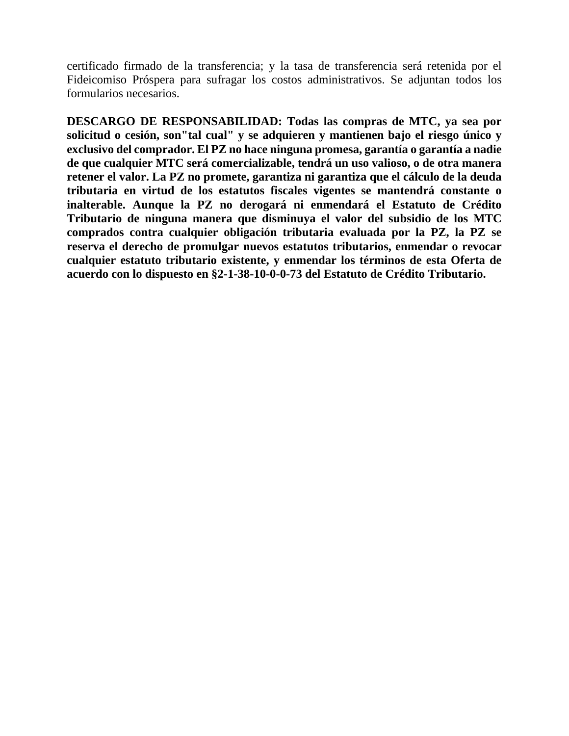certificado firmado de la transferencia; y la tasa de transferencia será retenida por el Fideicomiso Próspera para sufragar los costos administrativos. Se adjuntan todos los formularios necesarios.

**DESCARGO DE RESPONSABILIDAD: Todas las compras de MTC, ya sea por solicitud o cesión, son"tal cual" y se adquieren y mantienen bajo el riesgo único y exclusivo del comprador. El PZ no hace ninguna promesa, garantía o garantía a nadie de que cualquier MTC será comercializable, tendrá un uso valioso, o de otra manera retener el valor. La PZ no promete, garantiza ni garantiza que el cálculo de la deuda tributaria en virtud de los estatutos fiscales vigentes se mantendrá constante o inalterable. Aunque la PZ no derogará ni enmendará el Estatuto de Crédito Tributario de ninguna manera que disminuya el valor del subsidio de los MTC comprados contra cualquier obligación tributaria evaluada por la PZ, la PZ se reserva el derecho de promulgar nuevos estatutos tributarios, enmendar o revocar cualquier estatuto tributario existente, y enmendar los términos de esta Oferta de acuerdo con lo dispuesto en §2-1-38-10-0-0-73 del Estatuto de Crédito Tributario.**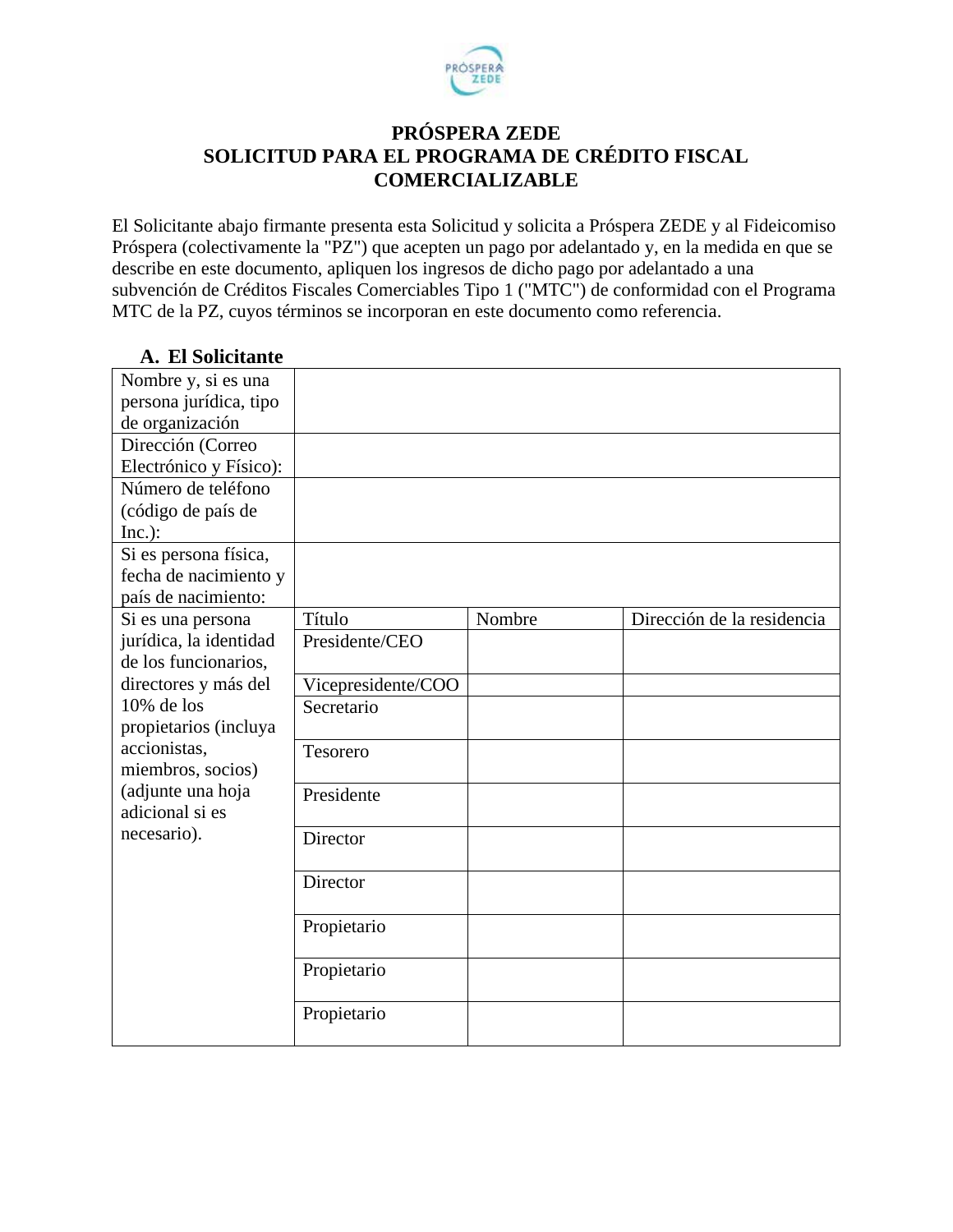# PRÓSPERA ZEDE
## SOLICITUD PARA EL PROGRAMA DE CRÉDITO FISCAL COMERCIALIZABLE

El Solicitante abajo firmante presenta esta Solicitud y solicita a Próspera ZEDE y al Fideicomiso Próspera (colectivamente la "PZ") que acepten un pago por adelantado y, en la medida en que se describe en este documento, apliquen los ingresos de dicho pago por adelantado a una subvención de Créditos Fiscales Comerciables Tipo 1 ("MTC") de conformidad con el Programa MTC de la PZ, cuyos términos se incorporan en este documento como referencia.

### A. El Solicitante

| | | | |
|---|---|---|---|
| Nombre y, si es una persona jurídica, tipo de organización | | | |
| Dirección (Correo Electrónico y Físico): | | | |
| Número de teléfono (código de país de Inc.): | | | |
| Si es persona física, fecha de nacimiento y país de nacimiento: | | | |
| Si es una persona jurídica, la identidad de los funcionarios, directores y más del 10% de los propietarios (incluya accionistas, miembros, socios) (adjunte una hoja adicional si es necesario). | Título | Nombre | Dirección de la residencia |
| | Presidente/CEO | | |
| | Vicepresidente/COO | | |
| | Secretario | | |
| | Tesorero | | |
| | Presidente | | |
| | Director | | |
| | Director | | |
| | Propietario | | |
| | Propietario | | |
| | Propietario | | |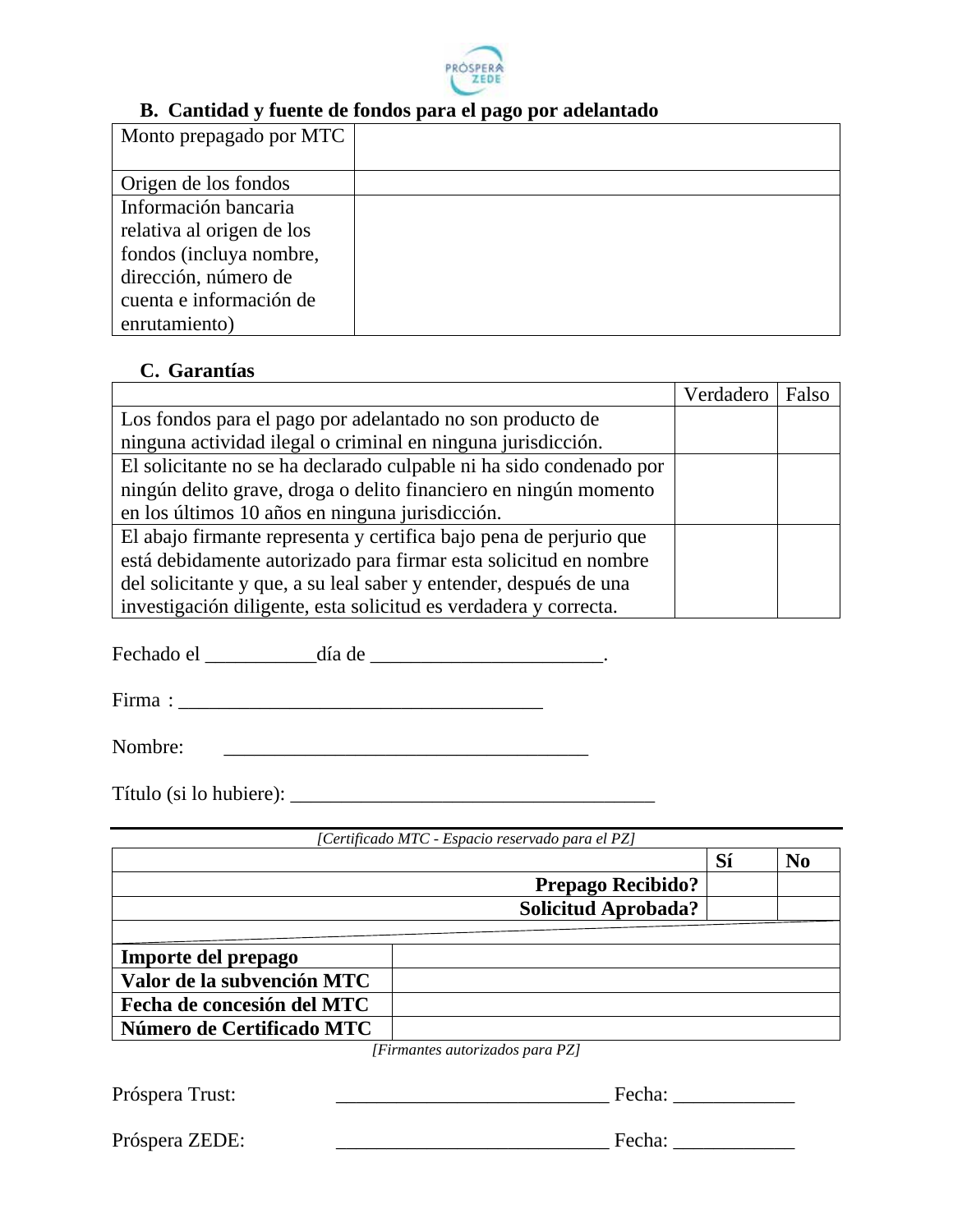### B. Cantidad y fuente de fondos para el pago por adelantado

| | |
|---|---|
| Monto prepagado por MTC | |
| Origen de los fondos | |
| Información bancaria relativa al origen de los fondos (incluya nombre, dirección, número de cuenta e información de enrutamiento) | |

### C. Garantías

| | Verdadero | Falso |
|---|---|---|
| Los fondos para el pago por adelantado no son producto de ninguna actividad ilegal o criminal en ninguna jurisdicción. | | |
| El solicitante no se ha declarado culpable ni ha sido condenado por ningún delito grave, droga o delito financiero en ningún momento en los últimos 10 años en ninguna jurisdicción. | | |
| El abajo firmante representa y certifica bajo pena de perjurio que está debidamente autorizado para firmar esta solicitud en nombre del solicitante y que, a su leal saber y entender, después de una investigación diligente, esta solicitud es verdadera y correcta. | | |

Fechado el ___________día de _______________________.

Firma : ____________________________________

Nombre: ____________________________________

Título (si lo hubiere): ____________________________________

*[Certificado MTC - Espacio reservado para el PZ]*

| | Sí | No |
|---|---|---|
| **Prepago Recibido?** | | |
| **Solicitud Aprobada?** | | |

| | |
|---|---|
| **Importe del prepago** | |
| **Valor de la subvención MTC** | |
| **Fecha de concesión del MTC** | |
| **Número de Certificado MTC** | |

*[Firmantes autorizados para PZ]*

Próspera Trust: ___________________________ Fecha: ____________

Próspera ZEDE: ___________________________ Fecha: ____________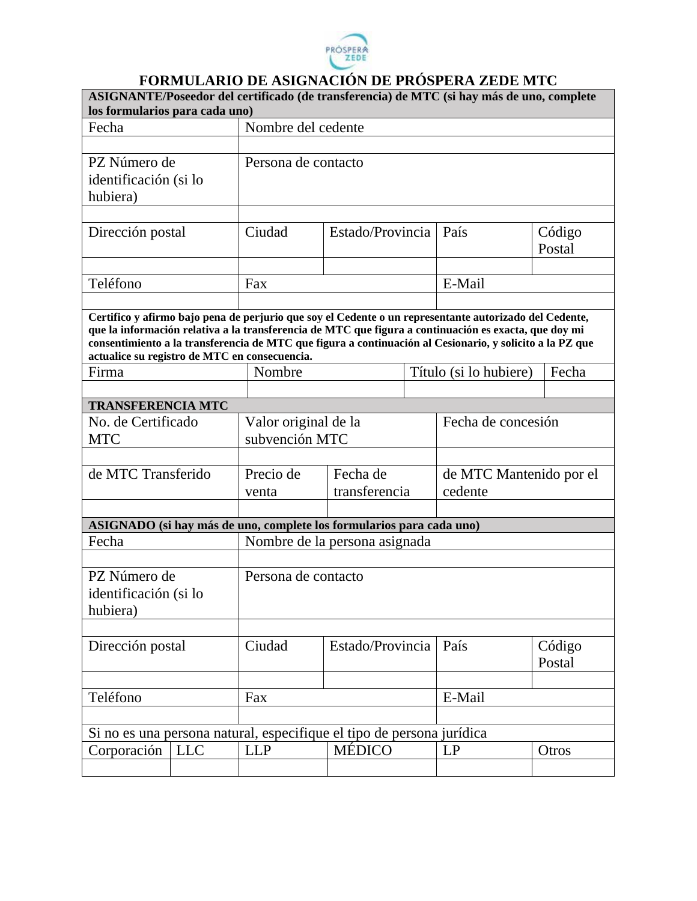# FORMULARIO DE ASIGNACIÓN DE PRÓSPERA ZEDE MTC

**ASIGNANTE/Poseedor del certificado (de transferencia) de MTC (si hay más de uno, complete los formularios para cada uno)**

| Fecha | Nombre del cedente | | | |
|---|---|---|---|---|
| | | | | |
| PZ Número de identificación (si lo hubiera) | Persona de contacto | | | |
| | | | | |
| Dirección postal | Ciudad | Estado/Provincia | País | Código Postal |
| | | | | |
| Teléfono | Fax | | E-Mail | |
| | | | | |

**Certifico y afirmo bajo pena de perjurio que soy el Cedente o un representante autorizado del Cedente, que la información relativa a la transferencia de MTC que figura a continuación es exacta, que doy mi consentimiento a la transferencia de MTC que figura a continuación al Cesionario, y solicito a la PZ que actualice su registro de MTC en consecuencia.**

| Firma | Nombre | Título (si lo hubiere) | Fecha |
|---|---|---|---|
| | | | |

**TRANSFERENCIA MTC**

| No. de Certificado MTC | Valor original de la subvención MTC | | Fecha de concesión |
|---|---|---|---|
| | | | |
| de MTC Transferido | Precio de venta | Fecha de transferencia | de MTC Mantenido por el cedente |
| | | | |

**ASIGNADO (si hay más de uno, complete los formularios para cada uno)**

| Fecha | Nombre de la persona asignada | | | |
|---|---|---|---|---|
| | | | | |
| PZ Número de identificación (si lo hubiera) | Persona de contacto | | | |
| | | | | |
| Dirección postal | Ciudad | Estado/Provincia | País | Código Postal |
| | | | | |
| Teléfono | Fax | | E-Mail | |
| | | | | |

Si no es una persona natural, especifique el tipo de persona jurídica

| Corporación | LLC | LLP | MÉDICO | LP | Otros |
|---|---|---|---|---|---|
| | | | | | |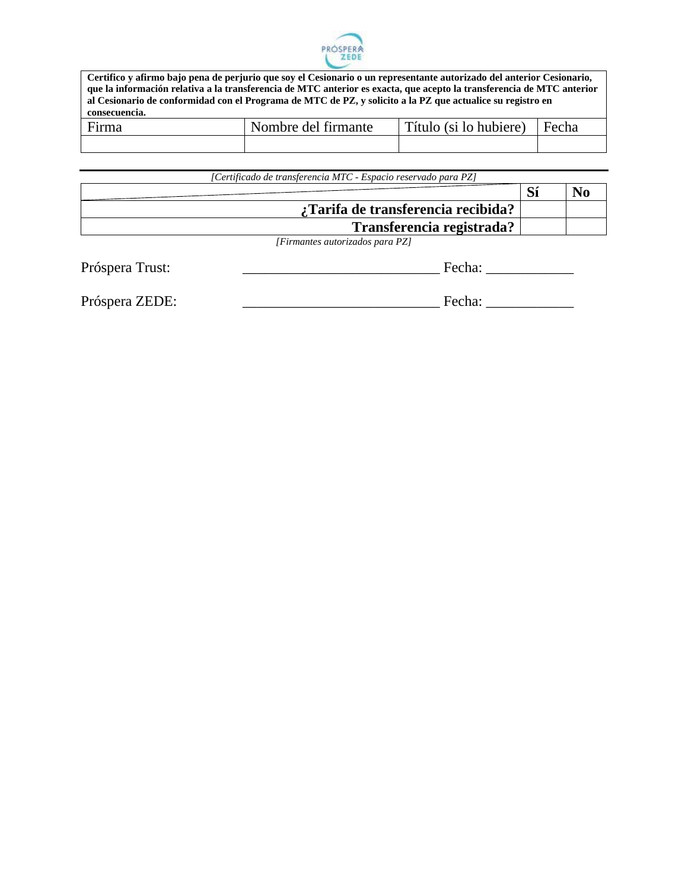| Certifico y afirmo bajo pena de perjurio que soy el Cesionario o un representante autorizado del anterior Cesionario, que la información relativa a la transferencia de MTC anterior es exacta, que acepto la transferencia de MTC anterior al Cesionario de conformidad con el Programa de MTC de PZ, y solicito a la PZ que actualice su registro en consecuencia. | | | |
|---|---|---|---|
| Firma | Nombre del firmante | Título (si lo hubiere) | Fecha |
| | | | |

*[Certificado de transferencia MTC - Espacio reservado para PZ]*

| | Sí | No |
|---|---|---|
| **¿Tarifa de transferencia recibida?** | | |
| **Transferencia registrada?** | | |

*[Firmantes autorizados para PZ]*

Próspera Trust: ___________________________ Fecha: ____________

Próspera ZEDE: ___________________________ Fecha: ____________